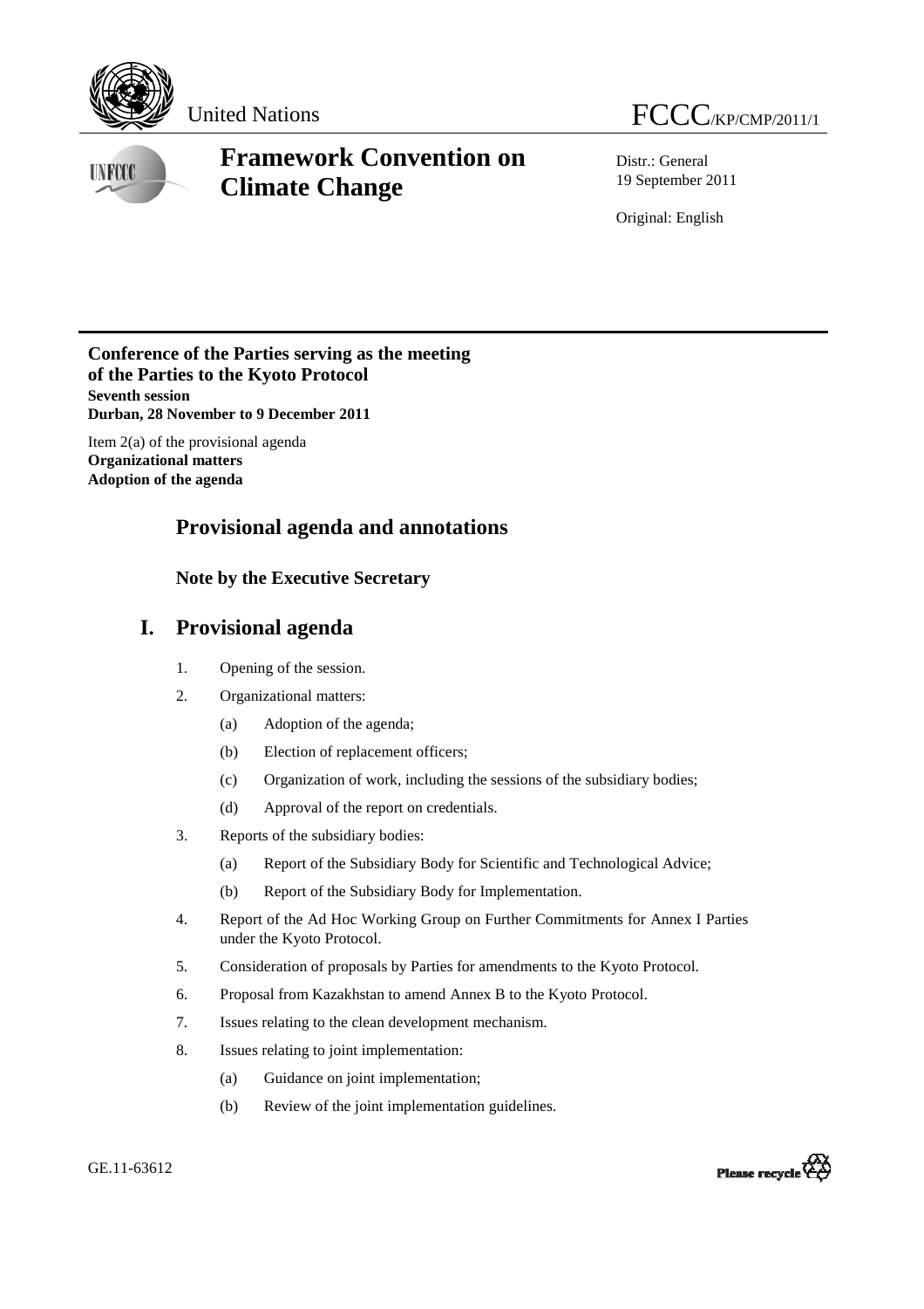United Nations

FCCC/KP/CMP/2011/1

# Framework Convention on Climate Change

Distr.: General
19 September 2011

Original: English

**Conference of the Parties serving as the meeting of the Parties to the Kyoto Protocol**
**Seventh session**
**Durban, 28 November to 9 December 2011**

Item 2(a) of the provisional agenda
**Organizational matters**
**Adoption of the agenda**

## Provisional agenda and annotations

### Note by the Executive Secretary

## I. Provisional agenda

1. Opening of the session.
2. Organizational matters:
   (a) Adoption of the agenda;
   (b) Election of replacement officers;
   (c) Organization of work, including the sessions of the subsidiary bodies;
   (d) Approval of the report on credentials.
3. Reports of the subsidiary bodies:
   (a) Report of the Subsidiary Body for Scientific and Technological Advice;
   (b) Report of the Subsidiary Body for Implementation.
4. Report of the Ad Hoc Working Group on Further Commitments for Annex I Parties under the Kyoto Protocol.
5. Consideration of proposals by Parties for amendments to the Kyoto Protocol.
6. Proposal from Kazakhstan to amend Annex B to the Kyoto Protocol.
7. Issues relating to the clean development mechanism.
8. Issues relating to joint implementation:
   (a) Guidance on joint implementation;
   (b) Review of the joint implementation guidelines.

GE.11-63612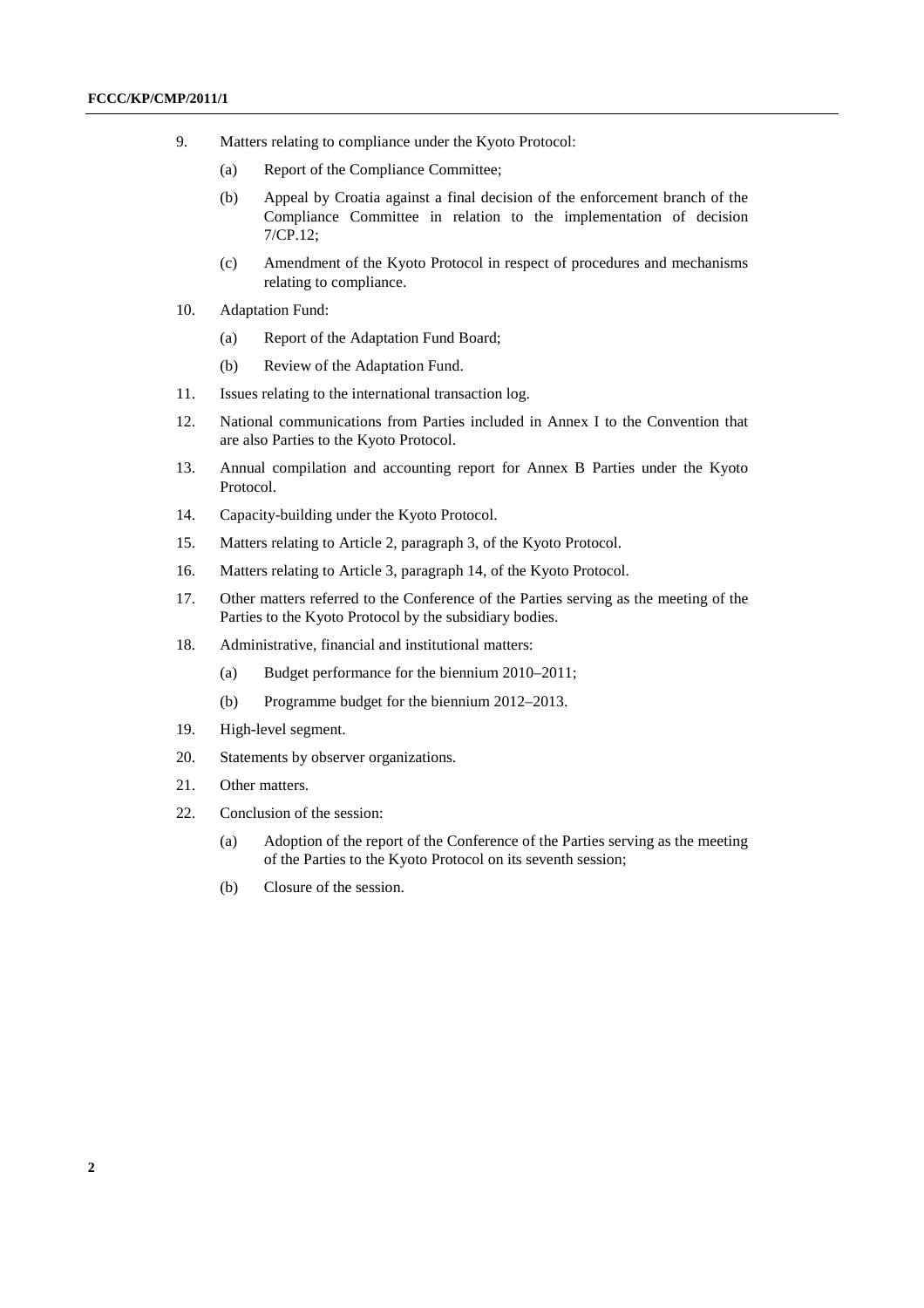9. Matters relating to compliance under the Kyoto Protocol:

    (a) Report of the Compliance Committee;

    (b) Appeal by Croatia against a final decision of the enforcement branch of the Compliance Committee in relation to the implementation of decision 7/CP.12;

    (c) Amendment of the Kyoto Protocol in respect of procedures and mechanisms relating to compliance.

10. Adaptation Fund:

    (a) Report of the Adaptation Fund Board;

    (b) Review of the Adaptation Fund.

11. Issues relating to the international transaction log.

12. National communications from Parties included in Annex I to the Convention that are also Parties to the Kyoto Protocol.

13. Annual compilation and accounting report for Annex B Parties under the Kyoto Protocol.

14. Capacity-building under the Kyoto Protocol.

15. Matters relating to Article 2, paragraph 3, of the Kyoto Protocol.

16. Matters relating to Article 3, paragraph 14, of the Kyoto Protocol.

17. Other matters referred to the Conference of the Parties serving as the meeting of the Parties to the Kyoto Protocol by the subsidiary bodies.

18. Administrative, financial and institutional matters:

    (a) Budget performance for the biennium 2010–2011;

    (b) Programme budget for the biennium 2012–2013.

19. High-level segment.

20. Statements by observer organizations.

21. Other matters.

22. Conclusion of the session:

    (a) Adoption of the report of the Conference of the Parties serving as the meeting of the Parties to the Kyoto Protocol on its seventh session;

    (b) Closure of the session.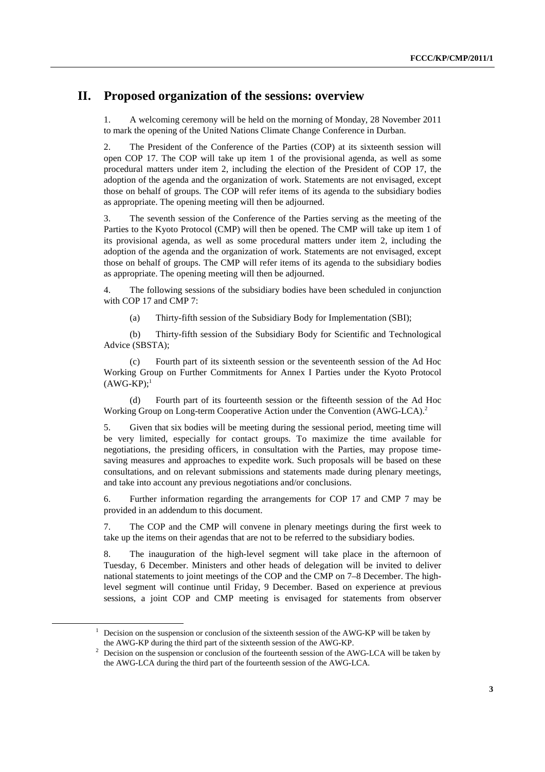## II. Proposed organization of the sessions: overview

1. A welcoming ceremony will be held on the morning of Monday, 28 November 2011 to mark the opening of the United Nations Climate Change Conference in Durban.

2. The President of the Conference of the Parties (COP) at its sixteenth session will open COP 17. The COP will take up item 1 of the provisional agenda, as well as some procedural matters under item 2, including the election of the President of COP 17, the adoption of the agenda and the organization of work. Statements are not envisaged, except those on behalf of groups. The COP will refer items of its agenda to the subsidiary bodies as appropriate. The opening meeting will then be adjourned.

3. The seventh session of the Conference of the Parties serving as the meeting of the Parties to the Kyoto Protocol (CMP) will then be opened. The CMP will take up item 1 of its provisional agenda, as well as some procedural matters under item 2, including the adoption of the agenda and the organization of work. Statements are not envisaged, except those on behalf of groups. The CMP will refer items of its agenda to the subsidiary bodies as appropriate. The opening meeting will then be adjourned.

4. The following sessions of the subsidiary bodies have been scheduled in conjunction with COP 17 and CMP 7:

(a) Thirty-fifth session of the Subsidiary Body for Implementation (SBI);

(b) Thirty-fifth session of the Subsidiary Body for Scientific and Technological Advice (SBSTA);

(c) Fourth part of its sixteenth session or the seventeenth session of the Ad Hoc Working Group on Further Commitments for Annex I Parties under the Kyoto Protocol (AWG-KP);[1]

(d) Fourth part of its fourteenth session or the fifteenth session of the Ad Hoc Working Group on Long-term Cooperative Action under the Convention (AWG-LCA).[2]

5. Given that six bodies will be meeting during the sessional period, meeting time will be very limited, especially for contact groups. To maximize the time available for negotiations, the presiding officers, in consultation with the Parties, may propose time-saving measures and approaches to expedite work. Such proposals will be based on these consultations, and on relevant submissions and statements made during plenary meetings, and take into account any previous negotiations and/or conclusions.

6. Further information regarding the arrangements for COP 17 and CMP 7 may be provided in an addendum to this document.

7. The COP and the CMP will convene in plenary meetings during the first week to take up the items on their agendas that are not to be referred to the subsidiary bodies.

8. The inauguration of the high-level segment will take place in the afternoon of Tuesday, 6 December. Ministers and other heads of delegation will be invited to deliver national statements to joint meetings of the COP and the CMP on 7–8 December. The high-level segment will continue until Friday, 9 December. Based on experience at previous sessions, a joint COP and CMP meeting is envisaged for statements from observer

[1] Decision on the suspension or conclusion of the sixteenth session of the AWG-KP will be taken by the AWG-KP during the third part of the sixteenth session of the AWG-KP.

[2] Decision on the suspension or conclusion of the fourteenth session of the AWG-LCA will be taken by the AWG-LCA during the third part of the fourteenth session of the AWG-LCA.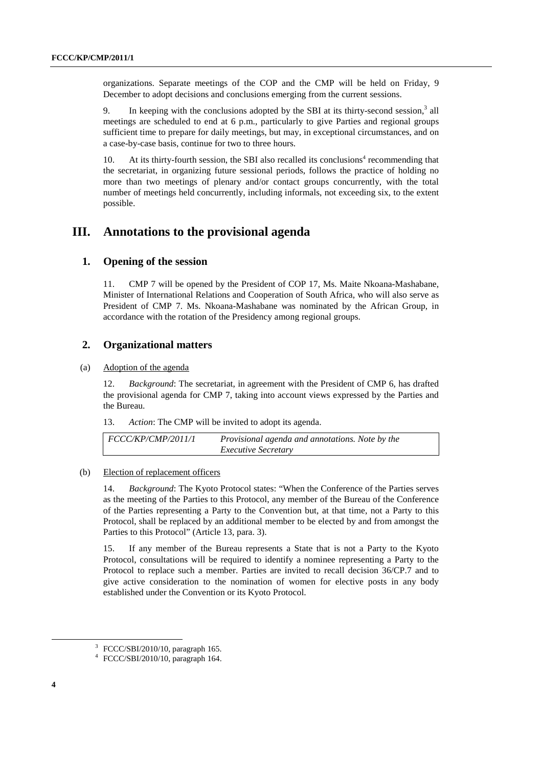organizations. Separate meetings of the COP and the CMP will be held on Friday, 9 December to adopt decisions and conclusions emerging from the current sessions.

9. In keeping with the conclusions adopted by the SBI at its thirty-second session,[3] all meetings are scheduled to end at 6 p.m., particularly to give Parties and regional groups sufficient time to prepare for daily meetings, but may, in exceptional circumstances, and on a case-by-case basis, continue for two to three hours.

10. At its thirty-fourth session, the SBI also recalled its conclusions[4] recommending that the secretariat, in organizing future sessional periods, follows the practice of holding no more than two meetings of plenary and/or contact groups concurrently, with the total number of meetings held concurrently, including informals, not exceeding six, to the extent possible.

# III. Annotations to the provisional agenda

## 1. Opening of the session

11. CMP 7 will be opened by the President of COP 17, Ms. Maite Nkoana-Mashabane, Minister of International Relations and Cooperation of South Africa, who will also serve as President of CMP 7. Ms. Nkoana-Mashabane was nominated by the African Group, in accordance with the rotation of the Presidency among regional groups.

## 2. Organizational matters

(a) Adoption of the agenda

12. *Background*: The secretariat, in agreement with the President of CMP 6, has drafted the provisional agenda for CMP 7, taking into account views expressed by the Parties and the Bureau.

13. *Action*: The CMP will be invited to adopt its agenda.

| *FCCC/KP/CMP/2011/1* | *Provisional agenda and annotations. Note by the Executive Secretary* |
|---|---|

(b) Election of replacement officers

14. *Background*: The Kyoto Protocol states: "When the Conference of the Parties serves as the meeting of the Parties to this Protocol, any member of the Bureau of the Conference of the Parties representing a Party to the Convention but, at that time, not a Party to this Protocol, shall be replaced by an additional member to be elected by and from amongst the Parties to this Protocol" (Article 13, para. 3).

15. If any member of the Bureau represents a State that is not a Party to the Kyoto Protocol, consultations will be required to identify a nominee representing a Party to the Protocol to replace such a member. Parties are invited to recall decision 36/CP.7 and to give active consideration to the nomination of women for elective posts in any body established under the Convention or its Kyoto Protocol.

[3] FCCC/SBI/2010/10, paragraph 165.

[4] FCCC/SBI/2010/10, paragraph 164.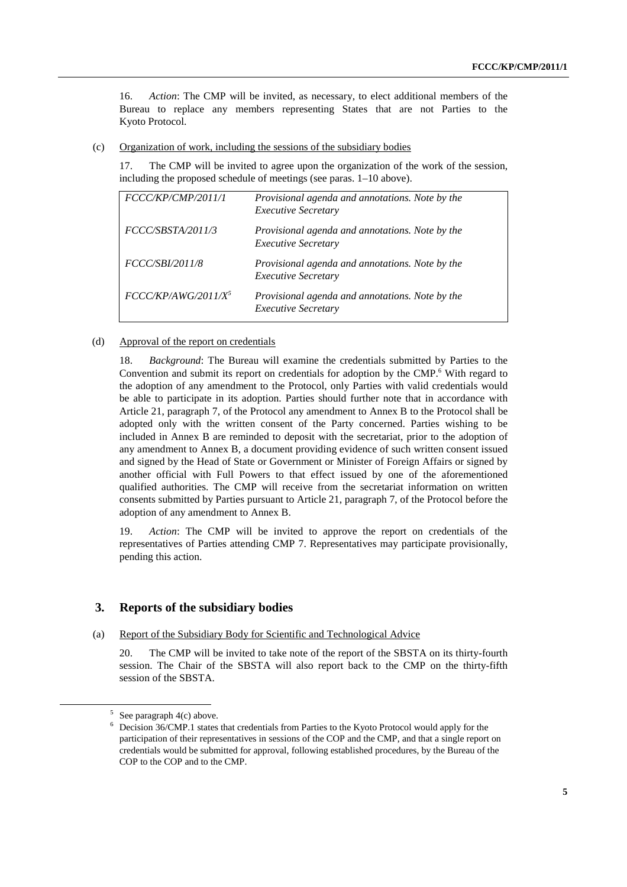16. *Action*: The CMP will be invited, as necessary, to elect additional members of the Bureau to replace any members representing States that are not Parties to the Kyoto Protocol.

(c) Organization of work, including the sessions of the subsidiary bodies

17. The CMP will be invited to agree upon the organization of the work of the session, including the proposed schedule of meetings (see paras. 1–10 above).

| | |
|---|---|
| *FCCC/KP/CMP/2011/1* | *Provisional agenda and annotations. Note by the Executive Secretary* |
| *FCCC/SBSTA/2011/3* | *Provisional agenda and annotations. Note by the Executive Secretary* |
| *FCCC/SBI/2011/8* | *Provisional agenda and annotations. Note by the Executive Secretary* |
| *FCCC/KP/AWG/2011/X*[5] | *Provisional agenda and annotations. Note by the Executive Secretary* |

(d) Approval of the report on credentials

18. *Background*: The Bureau will examine the credentials submitted by Parties to the Convention and submit its report on credentials for adoption by the CMP.[6] With regard to the adoption of any amendment to the Protocol, only Parties with valid credentials would be able to participate in its adoption. Parties should further note that in accordance with Article 21, paragraph 7, of the Protocol any amendment to Annex B to the Protocol shall be adopted only with the written consent of the Party concerned. Parties wishing to be included in Annex B are reminded to deposit with the secretariat, prior to the adoption of any amendment to Annex B, a document providing evidence of such written consent issued and signed by the Head of State or Government or Minister of Foreign Affairs or signed by another official with Full Powers to that effect issued by one of the aforementioned qualified authorities. The CMP will receive from the secretariat information on written consents submitted by Parties pursuant to Article 21, paragraph 7, of the Protocol before the adoption of any amendment to Annex B.

19. *Action*: The CMP will be invited to approve the report on credentials of the representatives of Parties attending CMP 7. Representatives may participate provisionally, pending this action.

## 3. Reports of the subsidiary bodies

(a) Report of the Subsidiary Body for Scientific and Technological Advice

20. The CMP will be invited to take note of the report of the SBSTA on its thirty-fourth session. The Chair of the SBSTA will also report back to the CMP on the thirty-fifth session of the SBSTA.

---

[5] See paragraph 4(c) above.

[6] Decision 36/CMP.1 states that credentials from Parties to the Kyoto Protocol would apply for the participation of their representatives in sessions of the COP and the CMP, and that a single report on credentials would be submitted for approval, following established procedures, by the Bureau of the COP to the COP and to the CMP.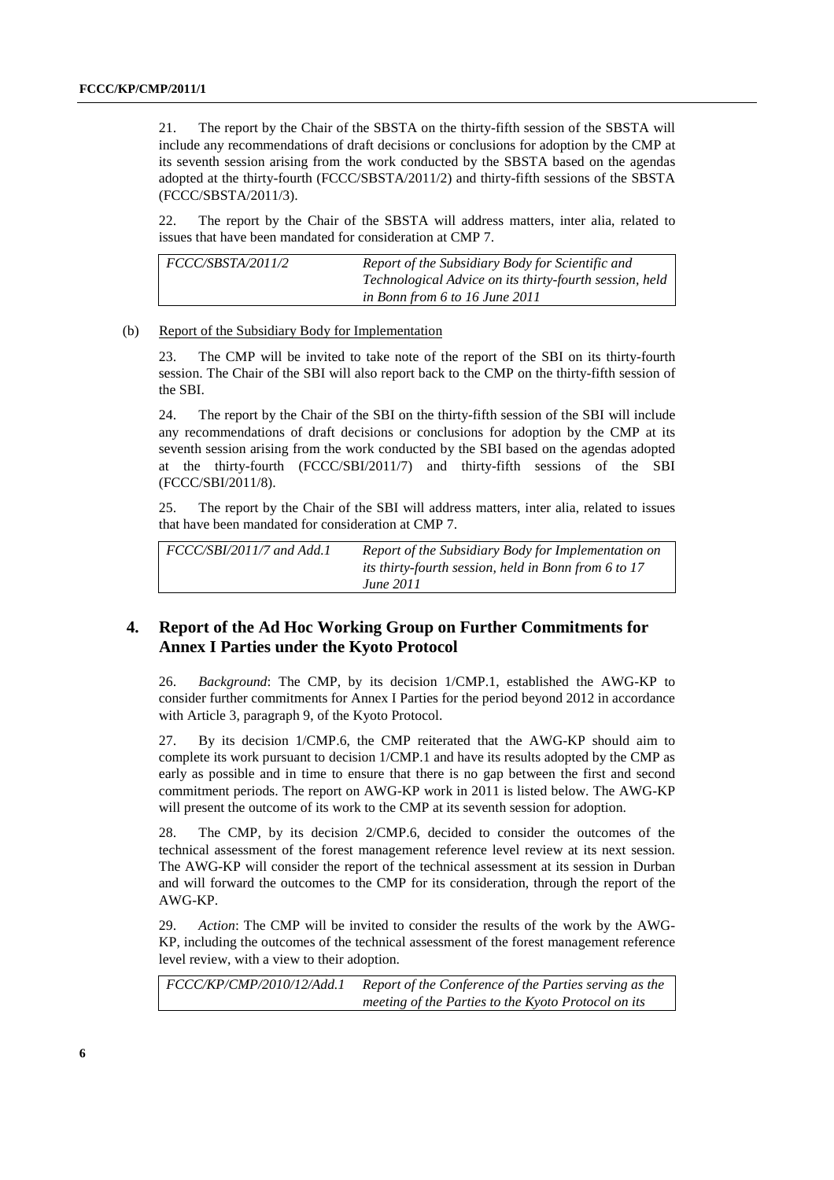21. The report by the Chair of the SBSTA on the thirty-fifth session of the SBSTA will include any recommendations of draft decisions or conclusions for adoption by the CMP at its seventh session arising from the work conducted by the SBSTA based on the agendas adopted at the thirty-fourth (FCCC/SBSTA/2011/2) and thirty-fifth sessions of the SBSTA (FCCC/SBSTA/2011/3).

22. The report by the Chair of the SBSTA will address matters, inter alia, related to issues that have been mandated for consideration at CMP 7.

| | |
|---|---|
| *FCCC/SBSTA/2011/2* | *Report of the Subsidiary Body for Scientific and Technological Advice on its thirty-fourth session, held in Bonn from 6 to 16 June 2011* |

(b) Report of the Subsidiary Body for Implementation

23. The CMP will be invited to take note of the report of the SBI on its thirty-fourth session. The Chair of the SBI will also report back to the CMP on the thirty-fifth session of the SBI.

24. The report by the Chair of the SBI on the thirty-fifth session of the SBI will include any recommendations of draft decisions or conclusions for adoption by the CMP at its seventh session arising from the work conducted by the SBI based on the agendas adopted at the thirty-fourth (FCCC/SBI/2011/7) and thirty-fifth sessions of the SBI (FCCC/SBI/2011/8).

25. The report by the Chair of the SBI will address matters, inter alia, related to issues that have been mandated for consideration at CMP 7.

| | |
|---|---|
| *FCCC/SBI/2011/7 and Add.1* | *Report of the Subsidiary Body for Implementation on its thirty-fourth session, held in Bonn from 6 to 17 June 2011* |

## 4. Report of the Ad Hoc Working Group on Further Commitments for Annex I Parties under the Kyoto Protocol

26. *Background*: The CMP, by its decision 1/CMP.1, established the AWG-KP to consider further commitments for Annex I Parties for the period beyond 2012 in accordance with Article 3, paragraph 9, of the Kyoto Protocol.

27. By its decision 1/CMP.6, the CMP reiterated that the AWG-KP should aim to complete its work pursuant to decision 1/CMP.1 and have its results adopted by the CMP as early as possible and in time to ensure that there is no gap between the first and second commitment periods. The report on AWG-KP work in 2011 is listed below. The AWG-KP will present the outcome of its work to the CMP at its seventh session for adoption.

28. The CMP, by its decision 2/CMP.6, decided to consider the outcomes of the technical assessment of the forest management reference level review at its next session. The AWG-KP will consider the report of the technical assessment at its session in Durban and will forward the outcomes to the CMP for its consideration, through the report of the AWG-KP.

29. *Action*: The CMP will be invited to consider the results of the work by the AWG-KP, including the outcomes of the technical assessment of the forest management reference level review, with a view to their adoption.

| | |
|---|---|
| *FCCC/KP/CMP/2010/12/Add.1* | *Report of the Conference of the Parties serving as the meeting of the Parties to the Kyoto Protocol on its* |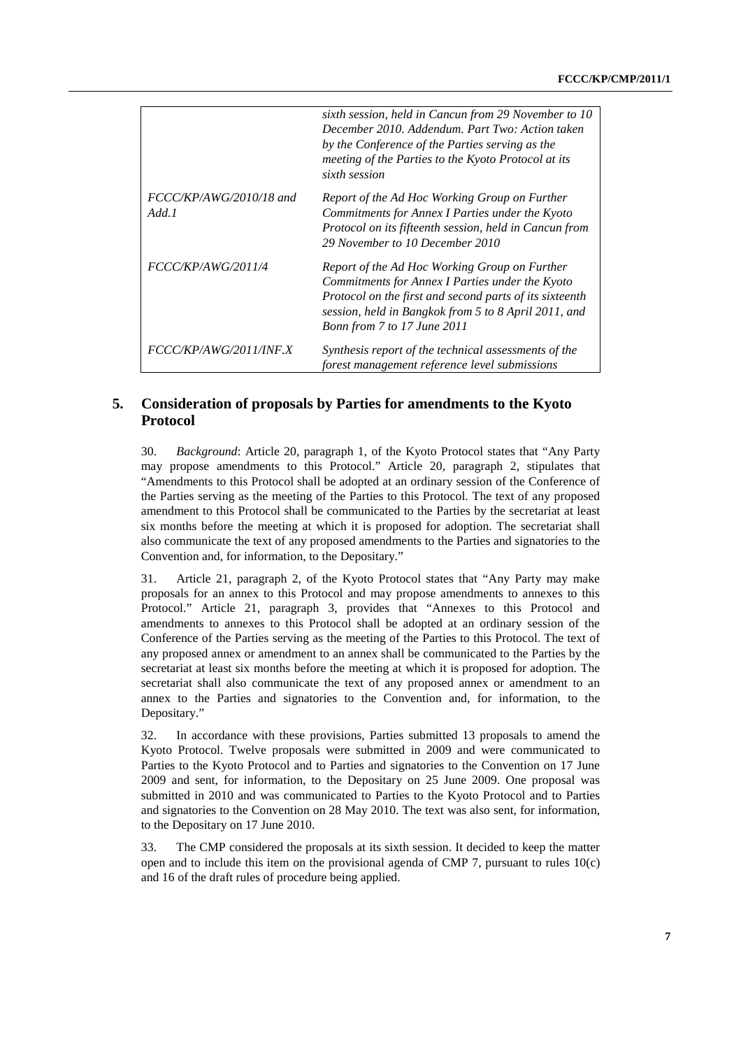| | |
|---|---|
| | *sixth session, held in Cancun from 29 November to 10 December 2010. Addendum. Part Two: Action taken by the Conference of the Parties serving as the meeting of the Parties to the Kyoto Protocol at its sixth session* |
| *FCCC/KP/AWG/2010/18 and Add.1* | *Report of the Ad Hoc Working Group on Further Commitments for Annex I Parties under the Kyoto Protocol on its fifteenth session, held in Cancun from 29 November to 10 December 2010* |
| *FCCC/KP/AWG/2011/4* | *Report of the Ad Hoc Working Group on Further Commitments for Annex I Parties under the Kyoto Protocol on the first and second parts of its sixteenth session, held in Bangkok from 5 to 8 April 2011, and Bonn from 7 to 17 June 2011* |
| *FCCC/KP/AWG/2011/INF.X* | *Synthesis report of the technical assessments of the forest management reference level submissions* |

## 5. Consideration of proposals by Parties for amendments to the Kyoto Protocol

30. *Background*: Article 20, paragraph 1, of the Kyoto Protocol states that "Any Party may propose amendments to this Protocol." Article 20, paragraph 2, stipulates that "Amendments to this Protocol shall be adopted at an ordinary session of the Conference of the Parties serving as the meeting of the Parties to this Protocol. The text of any proposed amendment to this Protocol shall be communicated to the Parties by the secretariat at least six months before the meeting at which it is proposed for adoption. The secretariat shall also communicate the text of any proposed amendments to the Parties and signatories to the Convention and, for information, to the Depositary."

31. Article 21, paragraph 2, of the Kyoto Protocol states that "Any Party may make proposals for an annex to this Protocol and may propose amendments to annexes to this Protocol." Article 21, paragraph 3, provides that "Annexes to this Protocol and amendments to annexes to this Protocol shall be adopted at an ordinary session of the Conference of the Parties serving as the meeting of the Parties to this Protocol. The text of any proposed annex or amendment to an annex shall be communicated to the Parties by the secretariat at least six months before the meeting at which it is proposed for adoption. The secretariat shall also communicate the text of any proposed annex or amendment to an annex to the Parties and signatories to the Convention and, for information, to the Depositary."

32. In accordance with these provisions, Parties submitted 13 proposals to amend the Kyoto Protocol. Twelve proposals were submitted in 2009 and were communicated to Parties to the Kyoto Protocol and to Parties and signatories to the Convention on 17 June 2009 and sent, for information, to the Depositary on 25 June 2009. One proposal was submitted in 2010 and was communicated to Parties to the Kyoto Protocol and to Parties and signatories to the Convention on 28 May 2010. The text was also sent, for information, to the Depositary on 17 June 2010.

33. The CMP considered the proposals at its sixth session. It decided to keep the matter open and to include this item on the provisional agenda of CMP 7, pursuant to rules 10(c) and 16 of the draft rules of procedure being applied.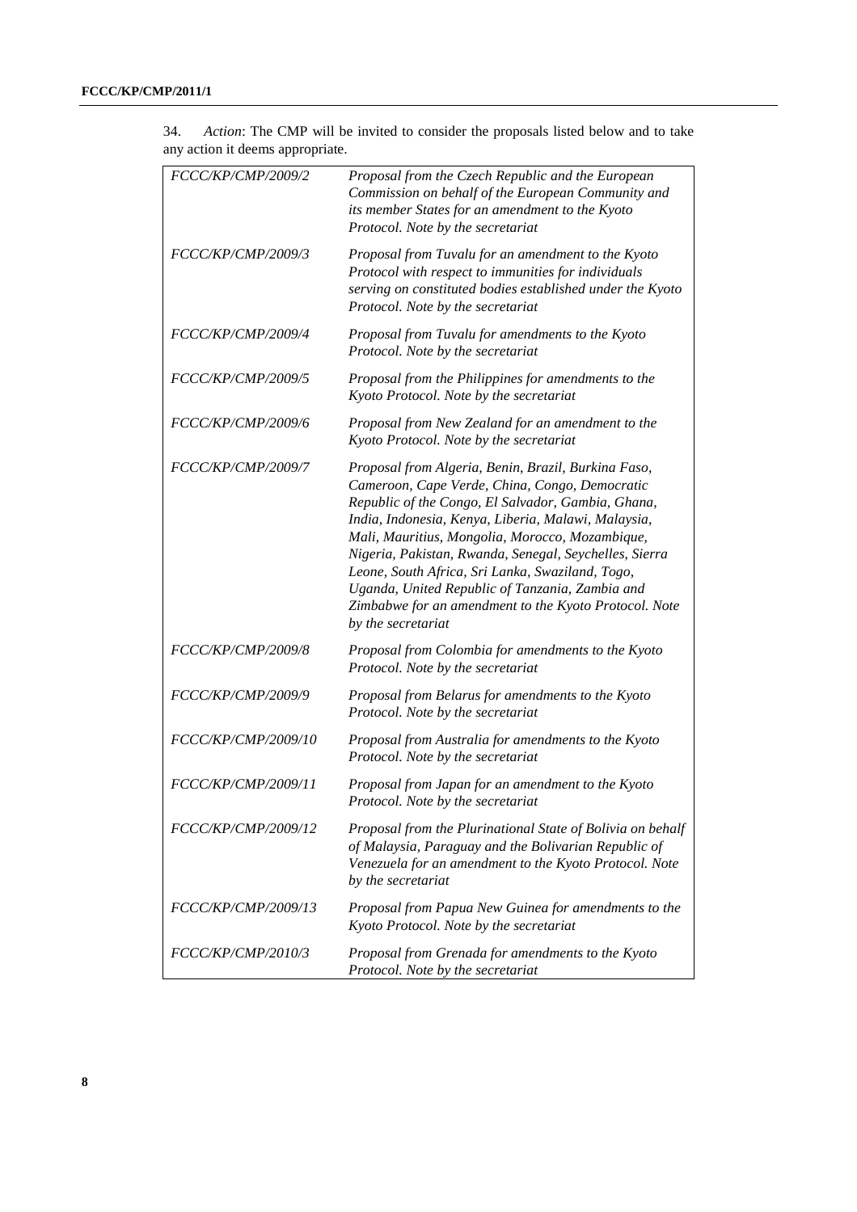34. *Action*: The CMP will be invited to consider the proposals listed below and to take any action it deems appropriate.

| | |
|---|---|
| *FCCC/KP/CMP/2009/2* | *Proposal from the Czech Republic and the European Commission on behalf of the European Community and its member States for an amendment to the Kyoto Protocol. Note by the secretariat* |
| *FCCC/KP/CMP/2009/3* | *Proposal from Tuvalu for an amendment to the Kyoto Protocol with respect to immunities for individuals serving on constituted bodies established under the Kyoto Protocol. Note by the secretariat* |
| *FCCC/KP/CMP/2009/4* | *Proposal from Tuvalu for amendments to the Kyoto Protocol. Note by the secretariat* |
| *FCCC/KP/CMP/2009/5* | *Proposal from the Philippines for amendments to the Kyoto Protocol. Note by the secretariat* |
| *FCCC/KP/CMP/2009/6* | *Proposal from New Zealand for an amendment to the Kyoto Protocol. Note by the secretariat* |
| *FCCC/KP/CMP/2009/7* | *Proposal from Algeria, Benin, Brazil, Burkina Faso, Cameroon, Cape Verde, China, Congo, Democratic Republic of the Congo, El Salvador, Gambia, Ghana, India, Indonesia, Kenya, Liberia, Malawi, Malaysia, Mali, Mauritius, Mongolia, Morocco, Mozambique, Nigeria, Pakistan, Rwanda, Senegal, Seychelles, Sierra Leone, South Africa, Sri Lanka, Swaziland, Togo, Uganda, United Republic of Tanzania, Zambia and Zimbabwe for an amendment to the Kyoto Protocol. Note by the secretariat* |
| *FCCC/KP/CMP/2009/8* | *Proposal from Colombia for amendments to the Kyoto Protocol. Note by the secretariat* |
| *FCCC/KP/CMP/2009/9* | *Proposal from Belarus for amendments to the Kyoto Protocol. Note by the secretariat* |
| *FCCC/KP/CMP/2009/10* | *Proposal from Australia for amendments to the Kyoto Protocol. Note by the secretariat* |
| *FCCC/KP/CMP/2009/11* | *Proposal from Japan for an amendment to the Kyoto Protocol. Note by the secretariat* |
| *FCCC/KP/CMP/2009/12* | *Proposal from the Plurinational State of Bolivia on behalf of Malaysia, Paraguay and the Bolivarian Republic of Venezuela for an amendment to the Kyoto Protocol. Note by the secretariat* |
| *FCCC/KP/CMP/2009/13* | *Proposal from Papua New Guinea for amendments to the Kyoto Protocol. Note by the secretariat* |
| *FCCC/KP/CMP/2010/3* | *Proposal from Grenada for amendments to the Kyoto Protocol. Note by the secretariat* |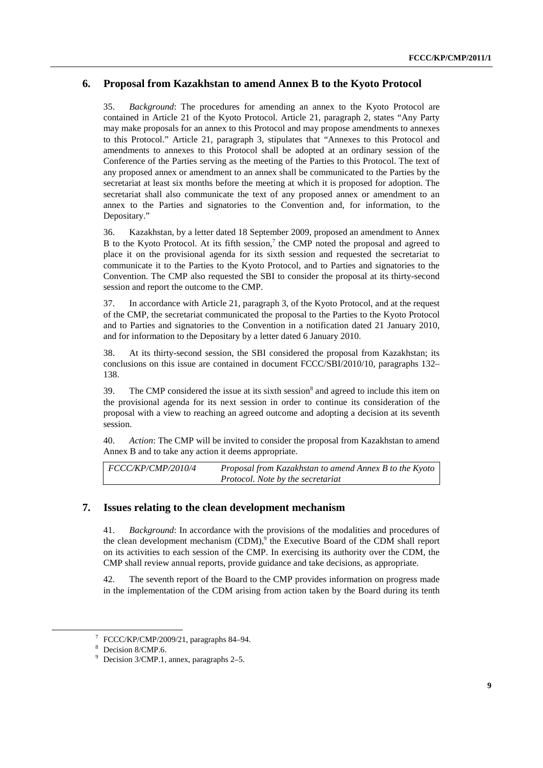## 6. Proposal from Kazakhstan to amend Annex B to the Kyoto Protocol

35. *Background*: The procedures for amending an annex to the Kyoto Protocol are contained in Article 21 of the Kyoto Protocol. Article 21, paragraph 2, states "Any Party may make proposals for an annex to this Protocol and may propose amendments to annexes to this Protocol." Article 21, paragraph 3, stipulates that "Annexes to this Protocol and amendments to annexes to this Protocol shall be adopted at an ordinary session of the Conference of the Parties serving as the meeting of the Parties to this Protocol. The text of any proposed annex or amendment to an annex shall be communicated to the Parties by the secretariat at least six months before the meeting at which it is proposed for adoption. The secretariat shall also communicate the text of any proposed annex or amendment to an annex to the Parties and signatories to the Convention and, for information, to the Depositary."

36. Kazakhstan, by a letter dated 18 September 2009, proposed an amendment to Annex B to the Kyoto Protocol. At its fifth session,[7] the CMP noted the proposal and agreed to place it on the provisional agenda for its sixth session and requested the secretariat to communicate it to the Parties to the Kyoto Protocol, and to Parties and signatories to the Convention. The CMP also requested the SBI to consider the proposal at its thirty-second session and report the outcome to the CMP.

37. In accordance with Article 21, paragraph 3, of the Kyoto Protocol, and at the request of the CMP, the secretariat communicated the proposal to the Parties to the Kyoto Protocol and to Parties and signatories to the Convention in a notification dated 21 January 2010, and for information to the Depositary by a letter dated 6 January 2010.

38. At its thirty-second session, the SBI considered the proposal from Kazakhstan; its conclusions on this issue are contained in document FCCC/SBI/2010/10, paragraphs 132–138.

39. The CMP considered the issue at its sixth session[8] and agreed to include this item on the provisional agenda for its next session in order to continue its consideration of the proposal with a view to reaching an agreed outcome and adopting a decision at its seventh session.

40. *Action*: The CMP will be invited to consider the proposal from Kazakhstan to amend Annex B and to take any action it deems appropriate.

| | |
|---|---|
| *FCCC/KP/CMP/2010/4* | *Proposal from Kazakhstan to amend Annex B to the Kyoto Protocol. Note by the secretariat* |

## 7. Issues relating to the clean development mechanism

41. *Background*: In accordance with the provisions of the modalities and procedures of the clean development mechanism (CDM),[9] the Executive Board of the CDM shall report on its activities to each session of the CMP. In exercising its authority over the CDM, the CMP shall review annual reports, provide guidance and take decisions, as appropriate.

42. The seventh report of the Board to the CMP provides information on progress made in the implementation of the CDM arising from action taken by the Board during its tenth

---

[7] FCCC/KP/CMP/2009/21, paragraphs 84–94.

[8] Decision 8/CMP.6.

[9] Decision 3/CMP.1, annex, paragraphs 2–5.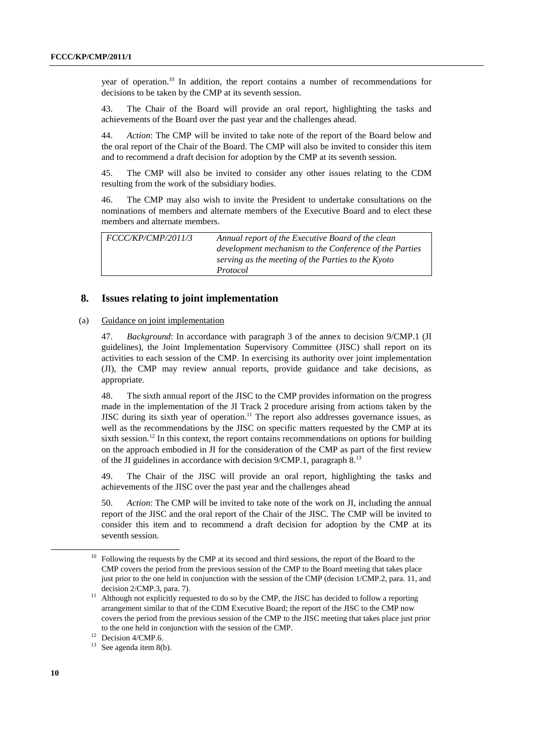year of operation.[10] In addition, the report contains a number of recommendations for decisions to be taken by the CMP at its seventh session.

43. The Chair of the Board will provide an oral report, highlighting the tasks and achievements of the Board over the past year and the challenges ahead.

44. *Action*: The CMP will be invited to take note of the report of the Board below and the oral report of the Chair of the Board. The CMP will also be invited to consider this item and to recommend a draft decision for adoption by the CMP at its seventh session.

45. The CMP will also be invited to consider any other issues relating to the CDM resulting from the work of the subsidiary bodies.

46. The CMP may also wish to invite the President to undertake consultations on the nominations of members and alternate members of the Executive Board and to elect these members and alternate members.

| | |
|---|---|
| *FCCC/KP/CMP/2011/3* | *Annual report of the Executive Board of the clean development mechanism to the Conference of the Parties serving as the meeting of the Parties to the Kyoto Protocol* |

## 8. Issues relating to joint implementation

### (a) Guidance on joint implementation

47. *Background*: In accordance with paragraph 3 of the annex to decision 9/CMP.1 (JI guidelines), the Joint Implementation Supervisory Committee (JISC) shall report on its activities to each session of the CMP. In exercising its authority over joint implementation (JI), the CMP may review annual reports, provide guidance and take decisions, as appropriate.

48. The sixth annual report of the JISC to the CMP provides information on the progress made in the implementation of the JI Track 2 procedure arising from actions taken by the JISC during its sixth year of operation.[11] The report also addresses governance issues, as well as the recommendations by the JISC on specific matters requested by the CMP at its sixth session.[12] In this context, the report contains recommendations on options for building on the approach embodied in JI for the consideration of the CMP as part of the first review of the JI guidelines in accordance with decision 9/CMP.1, paragraph 8.[13]

49. The Chair of the JISC will provide an oral report, highlighting the tasks and achievements of the JISC over the past year and the challenges ahead

50. *Action*: The CMP will be invited to take note of the work on JI, including the annual report of the JISC and the oral report of the Chair of the JISC. The CMP will be invited to consider this item and to recommend a draft decision for adoption by the CMP at its seventh session.

---

[10] Following the requests by the CMP at its second and third sessions, the report of the Board to the CMP covers the period from the previous session of the CMP to the Board meeting that takes place just prior to the one held in conjunction with the session of the CMP (decision 1/CMP.2, para. 11, and decision 2/CMP.3, para. 7).

[11] Although not explicitly requested to do so by the CMP, the JISC has decided to follow a reporting arrangement similar to that of the CDM Executive Board; the report of the JISC to the CMP now covers the period from the previous session of the CMP to the JISC meeting that takes place just prior to the one held in conjunction with the session of the CMP.

[12] Decision 4/CMP.6.

[13] See agenda item 8(b).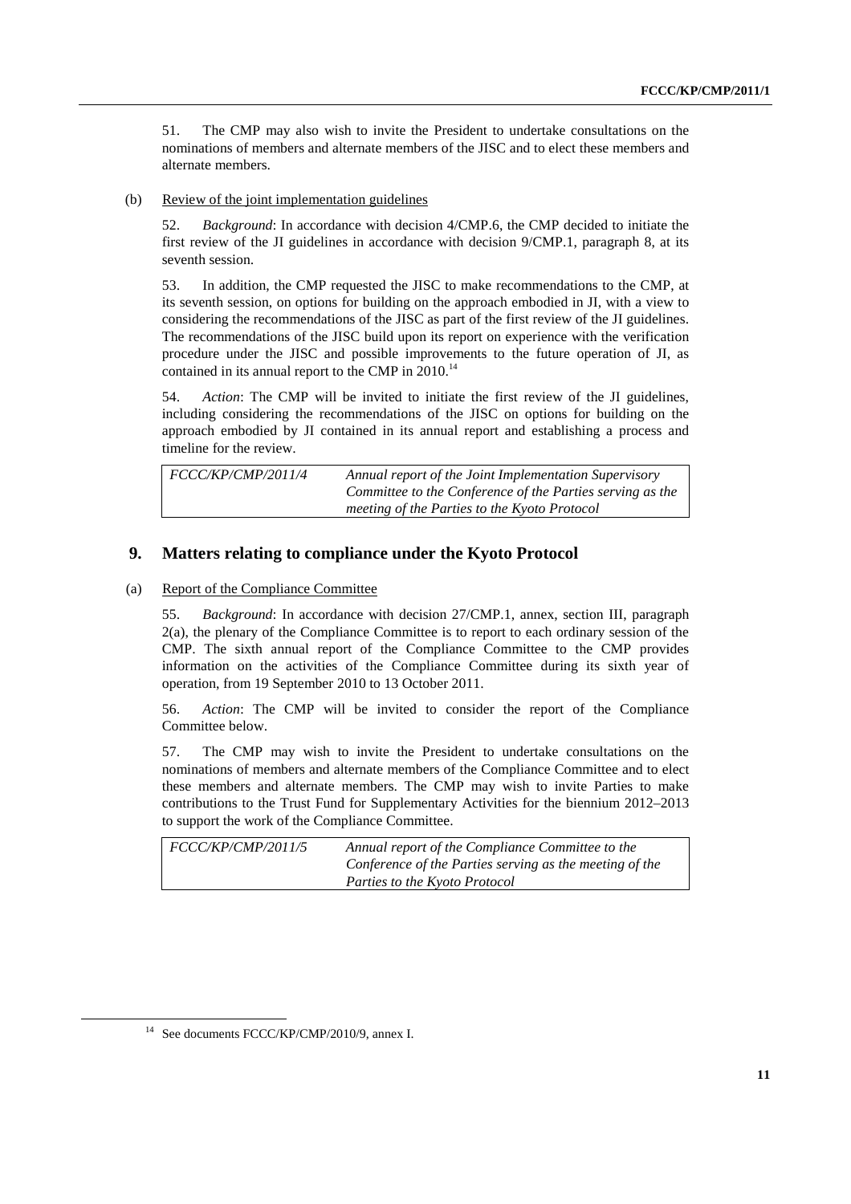51. The CMP may also wish to invite the President to undertake consultations on the nominations of members and alternate members of the JISC and to elect these members and alternate members.

(b) Review of the joint implementation guidelines

52. *Background*: In accordance with decision 4/CMP.6, the CMP decided to initiate the first review of the JI guidelines in accordance with decision 9/CMP.1, paragraph 8, at its seventh session.

53. In addition, the CMP requested the JISC to make recommendations to the CMP, at its seventh session, on options for building on the approach embodied in JI, with a view to considering the recommendations of the JISC as part of the first review of the JI guidelines. The recommendations of the JISC build upon its report on experience with the verification procedure under the JISC and possible improvements to the future operation of JI, as contained in its annual report to the CMP in 2010.[14]

54. *Action*: The CMP will be invited to initiate the first review of the JI guidelines, including considering the recommendations of the JISC on options for building on the approach embodied by JI contained in its annual report and establishing a process and timeline for the review.

| | |
|---|---|
| *FCCC/KP/CMP/2011/4* | *Annual report of the Joint Implementation Supervisory Committee to the Conference of the Parties serving as the meeting of the Parties to the Kyoto Protocol* |

## 9. Matters relating to compliance under the Kyoto Protocol

(a) Report of the Compliance Committee

55. *Background*: In accordance with decision 27/CMP.1, annex, section III, paragraph 2(a), the plenary of the Compliance Committee is to report to each ordinary session of the CMP. The sixth annual report of the Compliance Committee to the CMP provides information on the activities of the Compliance Committee during its sixth year of operation, from 19 September 2010 to 13 October 2011.

56. *Action*: The CMP will be invited to consider the report of the Compliance Committee below.

57. The CMP may wish to invite the President to undertake consultations on the nominations of members and alternate members of the Compliance Committee and to elect these members and alternate members. The CMP may wish to invite Parties to make contributions to the Trust Fund for Supplementary Activities for the biennium 2012–2013 to support the work of the Compliance Committee.

| | |
|---|---|
| *FCCC/KP/CMP/2011/5* | *Annual report of the Compliance Committee to the Conference of the Parties serving as the meeting of the Parties to the Kyoto Protocol* |

[14] See documents FCCC/KP/CMP/2010/9, annex I.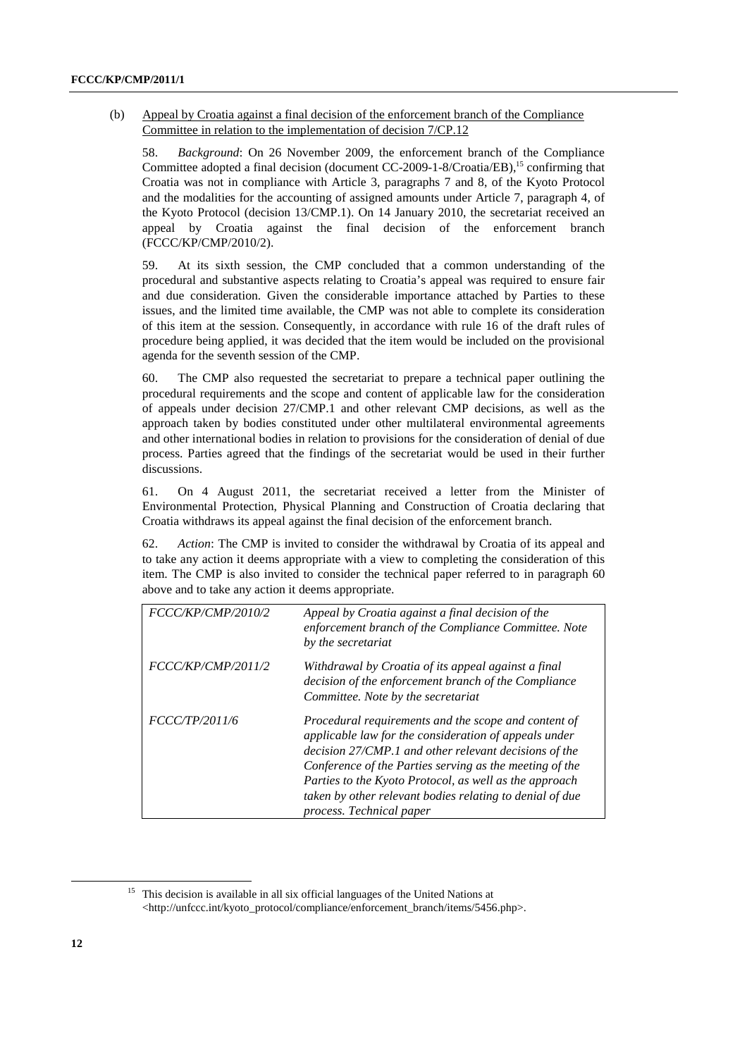(b) Appeal by Croatia against a final decision of the enforcement branch of the Compliance Committee in relation to the implementation of decision 7/CP.12

58. *Background*: On 26 November 2009, the enforcement branch of the Compliance Committee adopted a final decision (document CC-2009-1-8/Croatia/EB),[15] confirming that Croatia was not in compliance with Article 3, paragraphs 7 and 8, of the Kyoto Protocol and the modalities for the accounting of assigned amounts under Article 7, paragraph 4, of the Kyoto Protocol (decision 13/CMP.1). On 14 January 2010, the secretariat received an appeal by Croatia against the final decision of the enforcement branch (FCCC/KP/CMP/2010/2).

59. At its sixth session, the CMP concluded that a common understanding of the procedural and substantive aspects relating to Croatia's appeal was required to ensure fair and due consideration. Given the considerable importance attached by Parties to these issues, and the limited time available, the CMP was not able to complete its consideration of this item at the session. Consequently, in accordance with rule 16 of the draft rules of procedure being applied, it was decided that the item would be included on the provisional agenda for the seventh session of the CMP.

60. The CMP also requested the secretariat to prepare a technical paper outlining the procedural requirements and the scope and content of applicable law for the consideration of appeals under decision 27/CMP.1 and other relevant CMP decisions, as well as the approach taken by bodies constituted under other multilateral environmental agreements and other international bodies in relation to provisions for the consideration of denial of due process. Parties agreed that the findings of the secretariat would be used in their further discussions.

61. On 4 August 2011, the secretariat received a letter from the Minister of Environmental Protection, Physical Planning and Construction of Croatia declaring that Croatia withdraws its appeal against the final decision of the enforcement branch.

62. *Action*: The CMP is invited to consider the withdrawal by Croatia of its appeal and to take any action it deems appropriate with a view to completing the consideration of this item. The CMP is also invited to consider the technical paper referred to in paragraph 60 above and to take any action it deems appropriate.

| | |
|---|---|
| *FCCC/KP/CMP/2010/2* | *Appeal by Croatia against a final decision of the enforcement branch of the Compliance Committee. Note by the secretariat* |
| *FCCC/KP/CMP/2011/2* | *Withdrawal by Croatia of its appeal against a final decision of the enforcement branch of the Compliance Committee. Note by the secretariat* |
| *FCCC/TP/2011/6* | *Procedural requirements and the scope and content of applicable law for the consideration of appeals under decision 27/CMP.1 and other relevant decisions of the Conference of the Parties serving as the meeting of the Parties to the Kyoto Protocol, as well as the approach taken by other relevant bodies relating to denial of due process. Technical paper* |

[15] This decision is available in all six official languages of the United Nations at <http://unfccc.int/kyoto_protocol/compliance/enforcement_branch/items/5456.php>.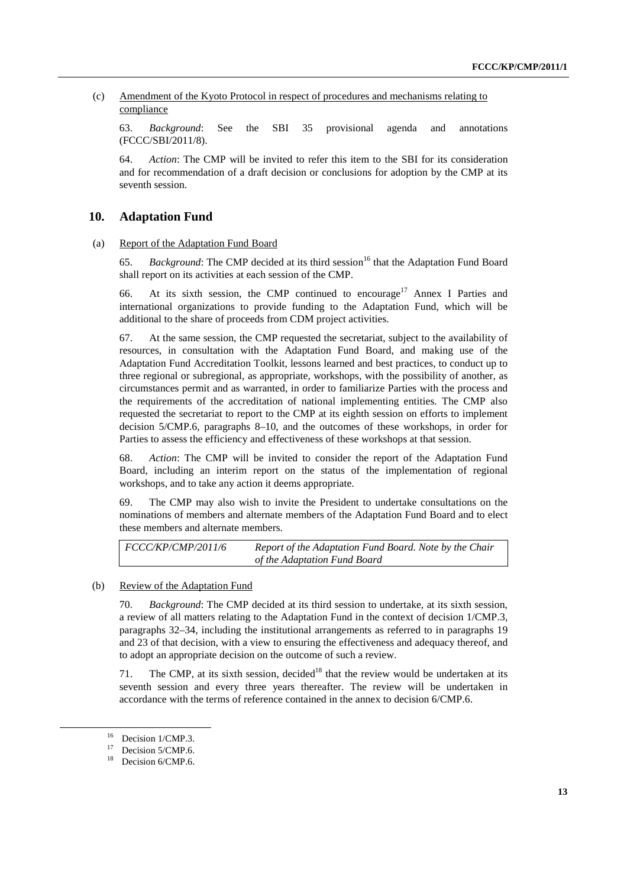(c) Amendment of the Kyoto Protocol in respect of procedures and mechanisms relating to compliance

63. *Background*: See the SBI 35 provisional agenda and annotations (FCCC/SBI/2011/8).

64. *Action*: The CMP will be invited to refer this item to the SBI for its consideration and for recommendation of a draft decision or conclusions for adoption by the CMP at its seventh session.

## 10. Adaptation Fund

(a) Report of the Adaptation Fund Board

65. *Background*: The CMP decided at its third session[16] that the Adaptation Fund Board shall report on its activities at each session of the CMP.

66. At its sixth session, the CMP continued to encourage[17] Annex I Parties and international organizations to provide funding to the Adaptation Fund, which will be additional to the share of proceeds from CDM project activities.

67. At the same session, the CMP requested the secretariat, subject to the availability of resources, in consultation with the Adaptation Fund Board, and making use of the Adaptation Fund Accreditation Toolkit, lessons learned and best practices, to conduct up to three regional or subregional, as appropriate, workshops, with the possibility of another, as circumstances permit and as warranted, in order to familiarize Parties with the process and the requirements of the accreditation of national implementing entities. The CMP also requested the secretariat to report to the CMP at its eighth session on efforts to implement decision 5/CMP.6, paragraphs 8–10, and the outcomes of these workshops, in order for Parties to assess the efficiency and effectiveness of these workshops at that session.

68. *Action*: The CMP will be invited to consider the report of the Adaptation Fund Board, including an interim report on the status of the implementation of regional workshops, and to take any action it deems appropriate.

69. The CMP may also wish to invite the President to undertake consultations on the nominations of members and alternate members of the Adaptation Fund Board and to elect these members and alternate members.

| | |
|---|---|
| *FCCC/KP/CMP/2011/6* | *Report of the Adaptation Fund Board. Note by the Chair of the Adaptation Fund Board* |

(b) Review of the Adaptation Fund

70. *Background*: The CMP decided at its third session to undertake, at its sixth session, a review of all matters relating to the Adaptation Fund in the context of decision 1/CMP.3, paragraphs 32–34, including the institutional arrangements as referred to in paragraphs 19 and 23 of that decision, with a view to ensuring the effectiveness and adequacy thereof, and to adopt an appropriate decision on the outcome of such a review.

71. The CMP, at its sixth session, decided[18] that the review would be undertaken at its seventh session and every three years thereafter. The review will be undertaken in accordance with the terms of reference contained in the annex to decision 6/CMP.6.

---

[16] Decision 1/CMP.3.

[17] Decision 5/CMP.6.

[18] Decision 6/CMP.6.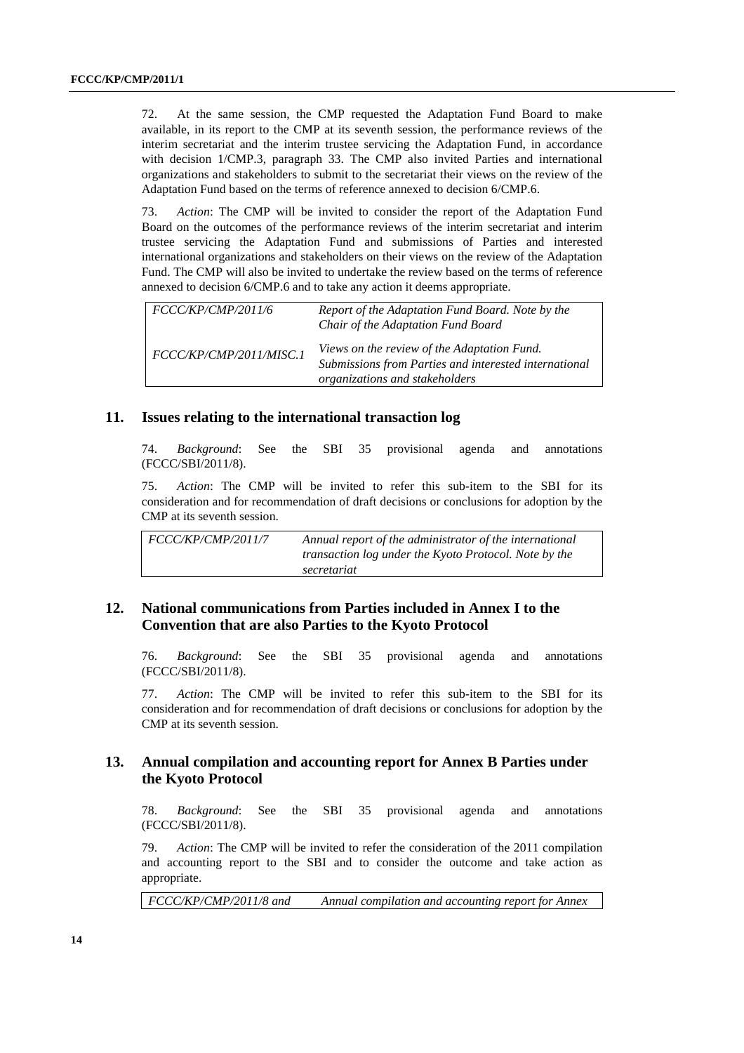72. At the same session, the CMP requested the Adaptation Fund Board to make available, in its report to the CMP at its seventh session, the performance reviews of the interim secretariat and the interim trustee servicing the Adaptation Fund, in accordance with decision 1/CMP.3, paragraph 33. The CMP also invited Parties and international organizations and stakeholders to submit to the secretariat their views on the review of the Adaptation Fund based on the terms of reference annexed to decision 6/CMP.6.

73. *Action*: The CMP will be invited to consider the report of the Adaptation Fund Board on the outcomes of the performance reviews of the interim secretariat and interim trustee servicing the Adaptation Fund and submissions of Parties and interested international organizations and stakeholders on their views on the review of the Adaptation Fund. The CMP will also be invited to undertake the review based on the terms of reference annexed to decision 6/CMP.6 and to take any action it deems appropriate.

| | |
|---|---|
| *FCCC/KP/CMP/2011/6* | *Report of the Adaptation Fund Board. Note by the Chair of the Adaptation Fund Board* |
| *FCCC/KP/CMP/2011/MISC.1* | *Views on the review of the Adaptation Fund. Submissions from Parties and interested international organizations and stakeholders* |

## 11. Issues relating to the international transaction log

74. *Background*: See the SBI 35 provisional agenda and annotations (FCCC/SBI/2011/8).

75. *Action*: The CMP will be invited to refer this sub-item to the SBI for its consideration and for recommendation of draft decisions or conclusions for adoption by the CMP at its seventh session.

| | |
|---|---|
| *FCCC/KP/CMP/2011/7* | *Annual report of the administrator of the international transaction log under the Kyoto Protocol. Note by the secretariat* |

## 12. National communications from Parties included in Annex I to the Convention that are also Parties to the Kyoto Protocol

76. *Background*: See the SBI 35 provisional agenda and annotations (FCCC/SBI/2011/8).

77. *Action*: The CMP will be invited to refer this sub-item to the SBI for its consideration and for recommendation of draft decisions or conclusions for adoption by the CMP at its seventh session.

## 13. Annual compilation and accounting report for Annex B Parties under the Kyoto Protocol

78. *Background*: See the SBI 35 provisional agenda and annotations (FCCC/SBI/2011/8).

79. *Action*: The CMP will be invited to refer the consideration of the 2011 compilation and accounting report to the SBI and to consider the outcome and take action as appropriate.

| | |
|---|---|
| *FCCC/KP/CMP/2011/8 and* | *Annual compilation and accounting report for Annex* |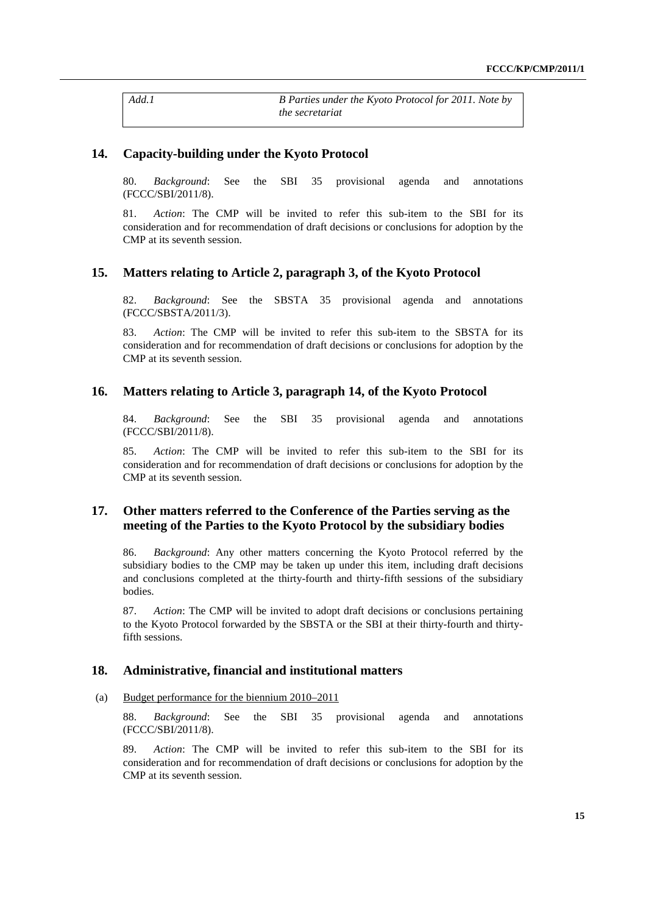| Add.1 | B Parties under the Kyoto Protocol for 2011. Note by the secretariat |
|---|---|

## 14. Capacity-building under the Kyoto Protocol

80. *Background*: See the SBI 35 provisional agenda and annotations (FCCC/SBI/2011/8).

81. *Action*: The CMP will be invited to refer this sub-item to the SBI for its consideration and for recommendation of draft decisions or conclusions for adoption by the CMP at its seventh session.

## 15. Matters relating to Article 2, paragraph 3, of the Kyoto Protocol

82. *Background*: See the SBSTA 35 provisional agenda and annotations (FCCC/SBSTA/2011/3).

83. *Action*: The CMP will be invited to refer this sub-item to the SBSTA for its consideration and for recommendation of draft decisions or conclusions for adoption by the CMP at its seventh session.

## 16. Matters relating to Article 3, paragraph 14, of the Kyoto Protocol

84. *Background*: See the SBI 35 provisional agenda and annotations (FCCC/SBI/2011/8).

85. *Action*: The CMP will be invited to refer this sub-item to the SBI for its consideration and for recommendation of draft decisions or conclusions for adoption by the CMP at its seventh session.

## 17. Other matters referred to the Conference of the Parties serving as the meeting of the Parties to the Kyoto Protocol by the subsidiary bodies

86. *Background*: Any other matters concerning the Kyoto Protocol referred by the subsidiary bodies to the CMP may be taken up under this item, including draft decisions and conclusions completed at the thirty-fourth and thirty-fifth sessions of the subsidiary bodies.

87. *Action*: The CMP will be invited to adopt draft decisions or conclusions pertaining to the Kyoto Protocol forwarded by the SBSTA or the SBI at their thirty-fourth and thirty-fifth sessions.

## 18. Administrative, financial and institutional matters

(a) Budget performance for the biennium 2010–2011

88. *Background*: See the SBI 35 provisional agenda and annotations (FCCC/SBI/2011/8).

89. *Action*: The CMP will be invited to refer this sub-item to the SBI for its consideration and for recommendation of draft decisions or conclusions for adoption by the CMP at its seventh session.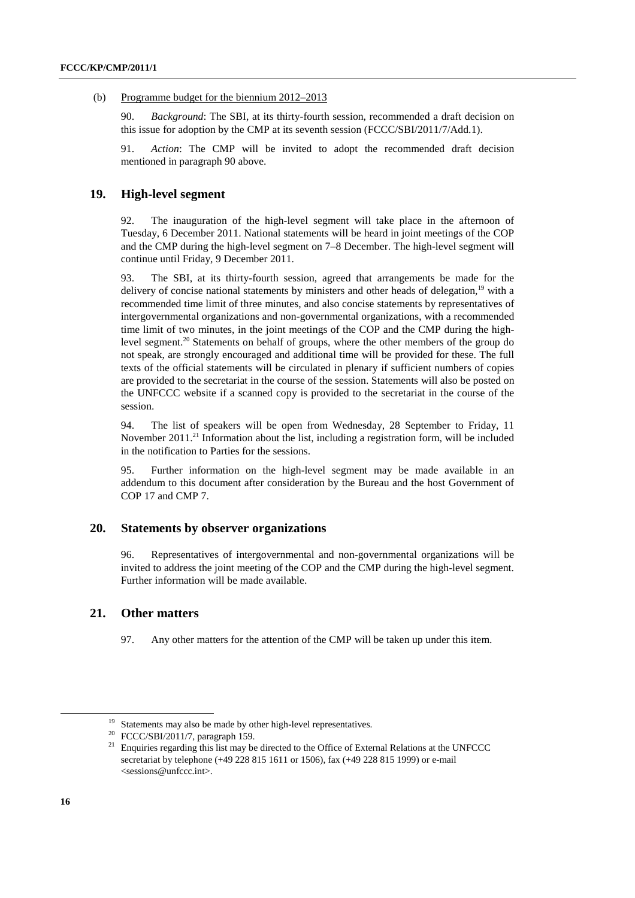(b) Programme budget for the biennium 2012–2013

90. *Background*: The SBI, at its thirty-fourth session, recommended a draft decision on this issue for adoption by the CMP at its seventh session (FCCC/SBI/2011/7/Add.1).

91. *Action*: The CMP will be invited to adopt the recommended draft decision mentioned in paragraph 90 above.

## 19. High-level segment

92. The inauguration of the high-level segment will take place in the afternoon of Tuesday, 6 December 2011. National statements will be heard in joint meetings of the COP and the CMP during the high-level segment on 7–8 December. The high-level segment will continue until Friday, 9 December 2011.

93. The SBI, at its thirty-fourth session, agreed that arrangements be made for the delivery of concise national statements by ministers and other heads of delegation,[19] with a recommended time limit of three minutes, and also concise statements by representatives of intergovernmental organizations and non-governmental organizations, with a recommended time limit of two minutes, in the joint meetings of the COP and the CMP during the high-level segment.[20] Statements on behalf of groups, where the other members of the group do not speak, are strongly encouraged and additional time will be provided for these. The full texts of the official statements will be circulated in plenary if sufficient numbers of copies are provided to the secretariat in the course of the session. Statements will also be posted on the UNFCCC website if a scanned copy is provided to the secretariat in the course of the session.

94. The list of speakers will be open from Wednesday, 28 September to Friday, 11 November 2011.[21] Information about the list, including a registration form, will be included in the notification to Parties for the sessions.

95. Further information on the high-level segment may be made available in an addendum to this document after consideration by the Bureau and the host Government of COP 17 and CMP 7.

## 20. Statements by observer organizations

96. Representatives of intergovernmental and non-governmental organizations will be invited to address the joint meeting of the COP and the CMP during the high-level segment. Further information will be made available.

## 21. Other matters

97. Any other matters for the attention of the CMP will be taken up under this item.

---

[19] Statements may also be made by other high-level representatives.

[20] FCCC/SBI/2011/7, paragraph 159.

[21] Enquiries regarding this list may be directed to the Office of External Relations at the UNFCCC secretariat by telephone (+49 228 815 1611 or 1506), fax (+49 228 815 1999) or e-mail <sessions@unfccc.int>.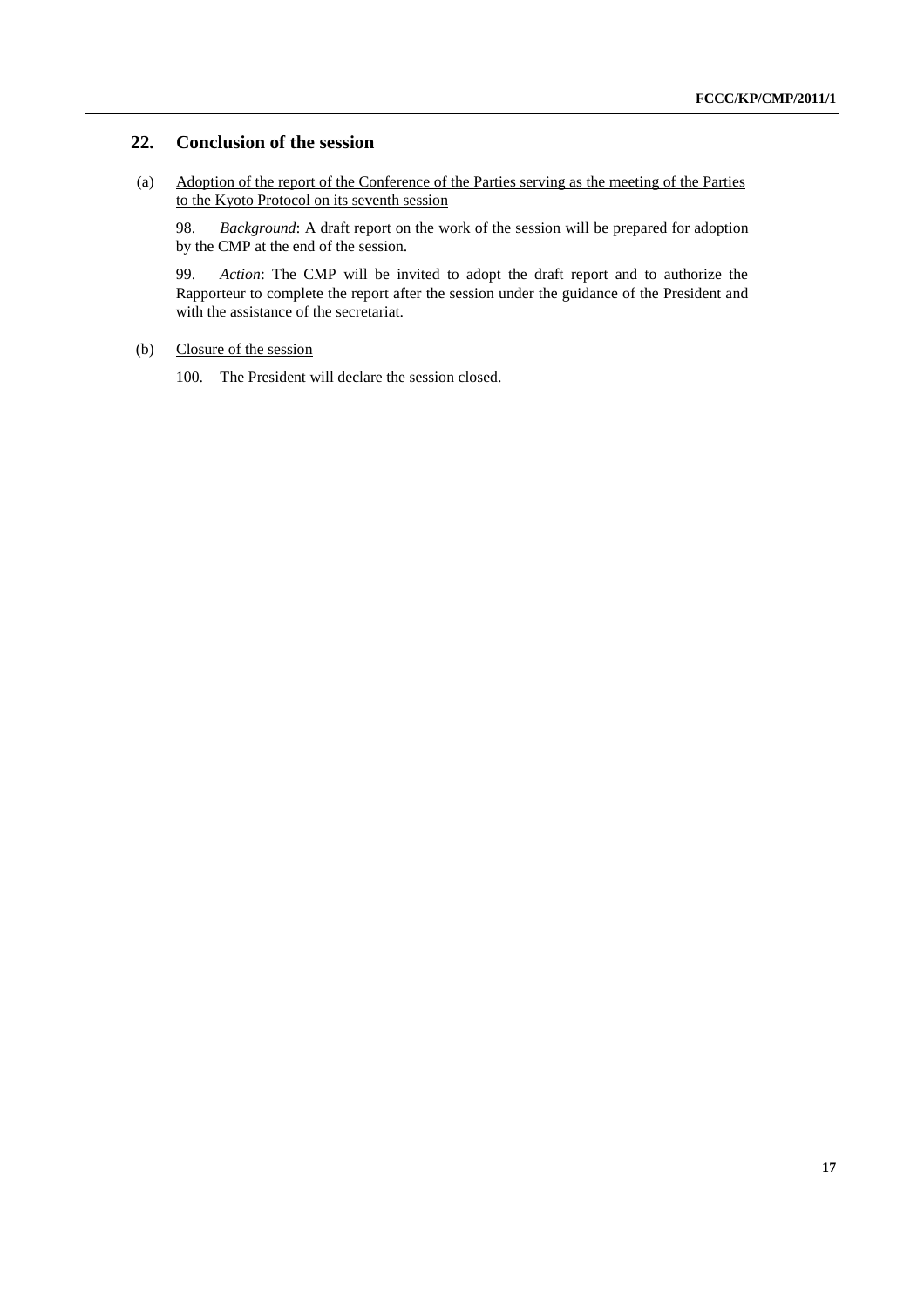## 22. Conclusion of the session

(a) <u>Adoption of the report of the Conference of the Parties serving as the meeting of the Parties to the Kyoto Protocol on its seventh session</u>

98. *Background*: A draft report on the work of the session will be prepared for adoption by the CMP at the end of the session.

99. *Action*: The CMP will be invited to adopt the draft report and to authorize the Rapporteur to complete the report after the session under the guidance of the President and with the assistance of the secretariat.

(b) <u>Closure of the session</u>

100. The President will declare the session closed.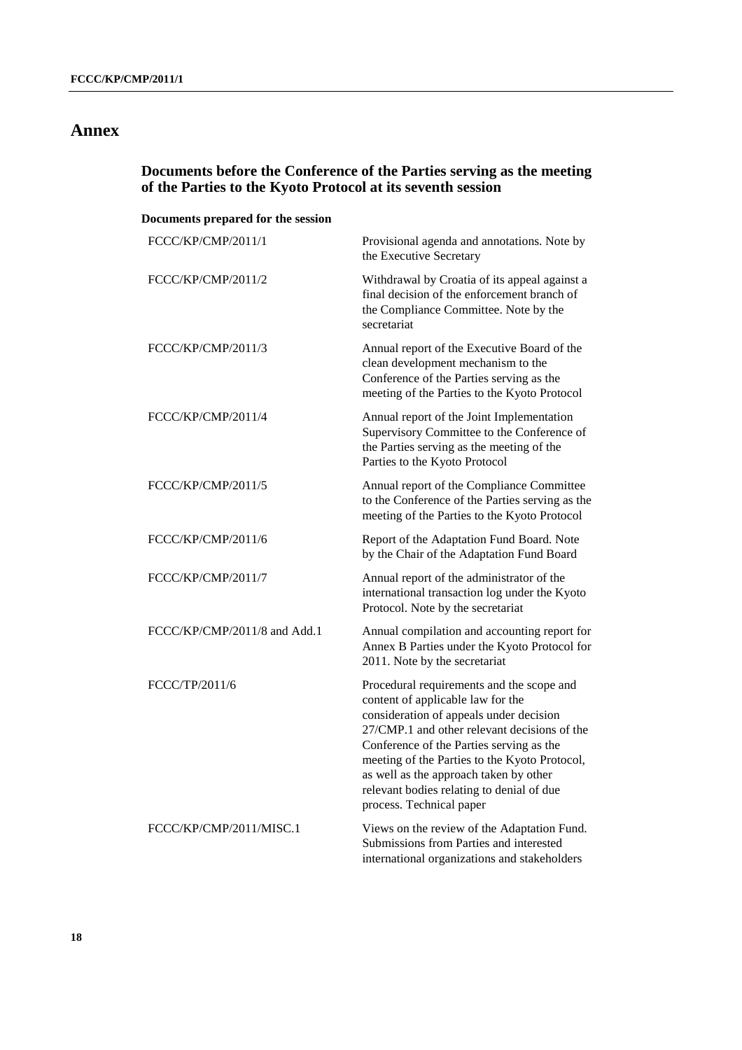# Annex

## Documents before the Conference of the Parties serving as the meeting of the Parties to the Kyoto Protocol at its seventh session

### Documents prepared for the session

| | |
|---|---|
| FCCC/KP/CMP/2011/1 | Provisional agenda and annotations. Note by the Executive Secretary |
| FCCC/KP/CMP/2011/2 | Withdrawal by Croatia of its appeal against a final decision of the enforcement branch of the Compliance Committee. Note by the secretariat |
| FCCC/KP/CMP/2011/3 | Annual report of the Executive Board of the clean development mechanism to the Conference of the Parties serving as the meeting of the Parties to the Kyoto Protocol |
| FCCC/KP/CMP/2011/4 | Annual report of the Joint Implementation Supervisory Committee to the Conference of the Parties serving as the meeting of the Parties to the Kyoto Protocol |
| FCCC/KP/CMP/2011/5 | Annual report of the Compliance Committee to the Conference of the Parties serving as the meeting of the Parties to the Kyoto Protocol |
| FCCC/KP/CMP/2011/6 | Report of the Adaptation Fund Board. Note by the Chair of the Adaptation Fund Board |
| FCCC/KP/CMP/2011/7 | Annual report of the administrator of the international transaction log under the Kyoto Protocol. Note by the secretariat |
| FCCC/KP/CMP/2011/8 and Add.1 | Annual compilation and accounting report for Annex B Parties under the Kyoto Protocol for 2011. Note by the secretariat |
| FCCC/TP/2011/6 | Procedural requirements and the scope and content of applicable law for the consideration of appeals under decision 27/CMP.1 and other relevant decisions of the Conference of the Parties serving as the meeting of the Parties to the Kyoto Protocol, as well as the approach taken by other relevant bodies relating to denial of due process. Technical paper |
| FCCC/KP/CMP/2011/MISC.1 | Views on the review of the Adaptation Fund. Submissions from Parties and interested international organizations and stakeholders |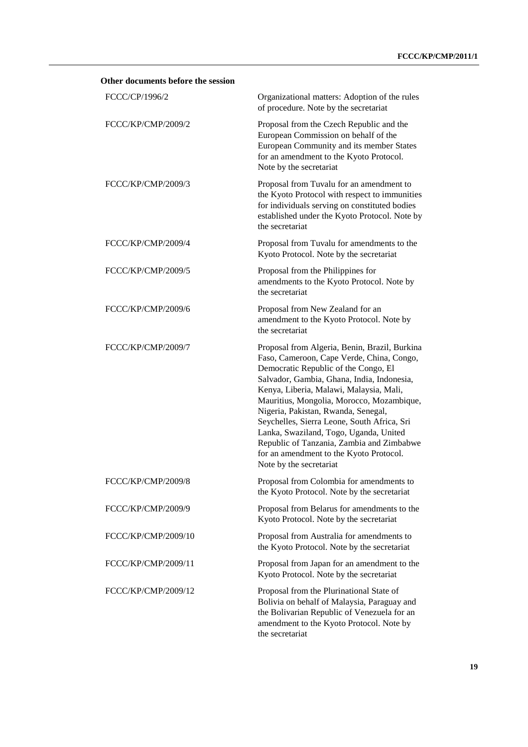**Other documents before the session**

| | |
|---|---|
| FCCC/CP/1996/2 | Organizational matters: Adoption of the rules of procedure. Note by the secretariat |
| FCCC/KP/CMP/2009/2 | Proposal from the Czech Republic and the European Commission on behalf of the European Community and its member States for an amendment to the Kyoto Protocol. Note by the secretariat |
| FCCC/KP/CMP/2009/3 | Proposal from Tuvalu for an amendment to the Kyoto Protocol with respect to immunities for individuals serving on constituted bodies established under the Kyoto Protocol. Note by the secretariat |
| FCCC/KP/CMP/2009/4 | Proposal from Tuvalu for amendments to the Kyoto Protocol. Note by the secretariat |
| FCCC/KP/CMP/2009/5 | Proposal from the Philippines for amendments to the Kyoto Protocol. Note by the secretariat |
| FCCC/KP/CMP/2009/6 | Proposal from New Zealand for an amendment to the Kyoto Protocol. Note by the secretariat |
| FCCC/KP/CMP/2009/7 | Proposal from Algeria, Benin, Brazil, Burkina Faso, Cameroon, Cape Verde, China, Congo, Democratic Republic of the Congo, El Salvador, Gambia, Ghana, India, Indonesia, Kenya, Liberia, Malawi, Malaysia, Mali, Mauritius, Mongolia, Morocco, Mozambique, Nigeria, Pakistan, Rwanda, Senegal, Seychelles, Sierra Leone, South Africa, Sri Lanka, Swaziland, Togo, Uganda, United Republic of Tanzania, Zambia and Zimbabwe for an amendment to the Kyoto Protocol. Note by the secretariat |
| FCCC/KP/CMP/2009/8 | Proposal from Colombia for amendments to the Kyoto Protocol. Note by the secretariat |
| FCCC/KP/CMP/2009/9 | Proposal from Belarus for amendments to the Kyoto Protocol. Note by the secretariat |
| FCCC/KP/CMP/2009/10 | Proposal from Australia for amendments to the Kyoto Protocol. Note by the secretariat |
| FCCC/KP/CMP/2009/11 | Proposal from Japan for an amendment to the Kyoto Protocol. Note by the secretariat |
| FCCC/KP/CMP/2009/12 | Proposal from the Plurinational State of Bolivia on behalf of Malaysia, Paraguay and the Bolivarian Republic of Venezuela for an amendment to the Kyoto Protocol. Note by the secretariat |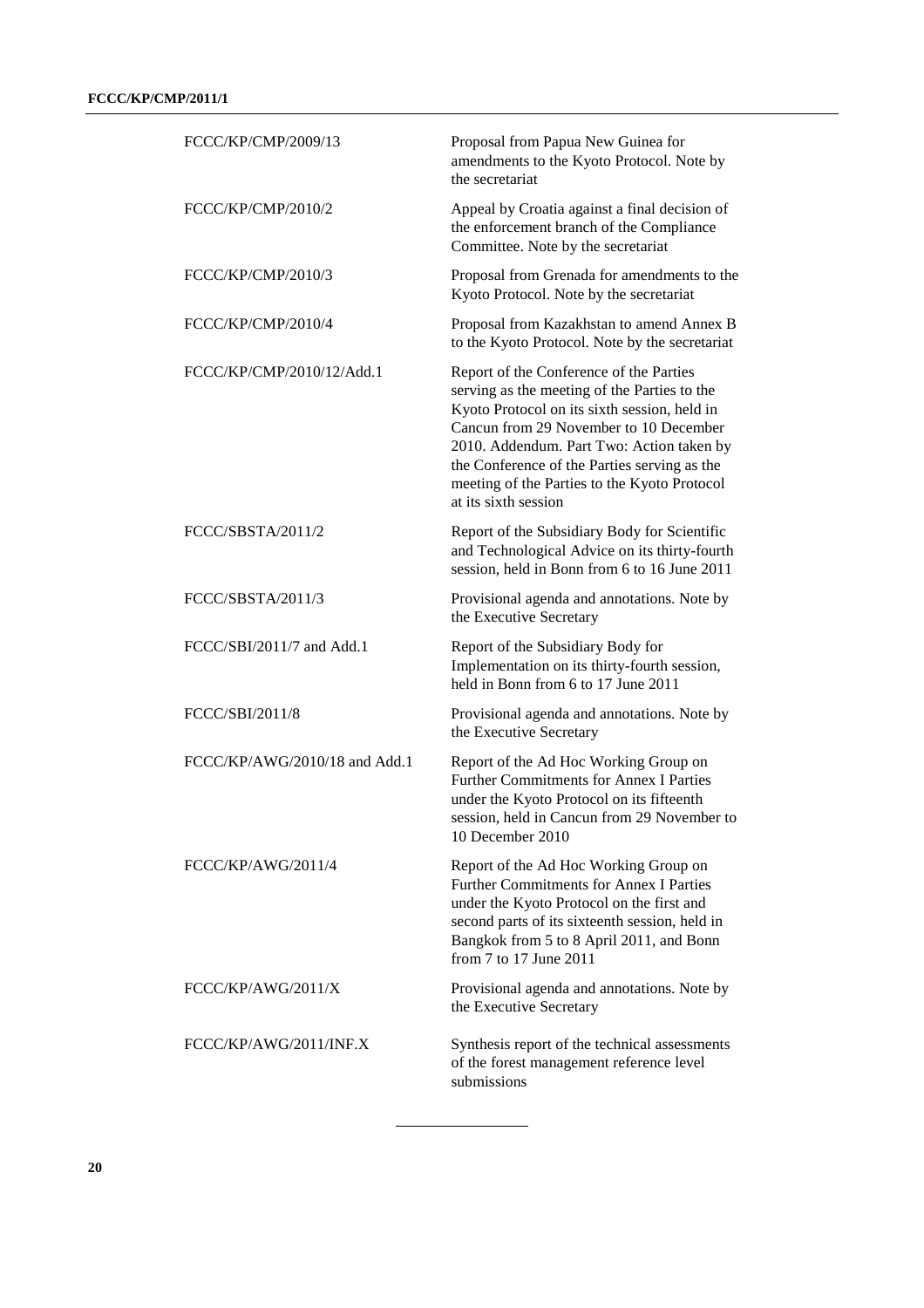| | |
|---|---|
| FCCC/KP/CMP/2009/13 | Proposal from Papua New Guinea for amendments to the Kyoto Protocol. Note by the secretariat |
| FCCC/KP/CMP/2010/2 | Appeal by Croatia against a final decision of the enforcement branch of the Compliance Committee. Note by the secretariat |
| FCCC/KP/CMP/2010/3 | Proposal from Grenada for amendments to the Kyoto Protocol. Note by the secretariat |
| FCCC/KP/CMP/2010/4 | Proposal from Kazakhstan to amend Annex B to the Kyoto Protocol. Note by the secretariat |
| FCCC/KP/CMP/2010/12/Add.1 | Report of the Conference of the Parties serving as the meeting of the Parties to the Kyoto Protocol on its sixth session, held in Cancun from 29 November to 10 December 2010. Addendum. Part Two: Action taken by the Conference of the Parties serving as the meeting of the Parties to the Kyoto Protocol at its sixth session |
| FCCC/SBSTA/2011/2 | Report of the Subsidiary Body for Scientific and Technological Advice on its thirty-fourth session, held in Bonn from 6 to 16 June 2011 |
| FCCC/SBSTA/2011/3 | Provisional agenda and annotations. Note by the Executive Secretary |
| FCCC/SBI/2011/7 and Add.1 | Report of the Subsidiary Body for Implementation on its thirty-fourth session, held in Bonn from 6 to 17 June 2011 |
| FCCC/SBI/2011/8 | Provisional agenda and annotations. Note by the Executive Secretary |
| FCCC/KP/AWG/2010/18 and Add.1 | Report of the Ad Hoc Working Group on Further Commitments for Annex I Parties under the Kyoto Protocol on its fifteenth session, held in Cancun from 29 November to 10 December 2010 |
| FCCC/KP/AWG/2011/4 | Report of the Ad Hoc Working Group on Further Commitments for Annex I Parties under the Kyoto Protocol on the first and second parts of its sixteenth session, held in Bangkok from 5 to 8 April 2011, and Bonn from 7 to 17 June 2011 |
| FCCC/KP/AWG/2011/X | Provisional agenda and annotations. Note by the Executive Secretary |
| FCCC/KP/AWG/2011/INF.X | Synthesis report of the technical assessments of the forest management reference level submissions |